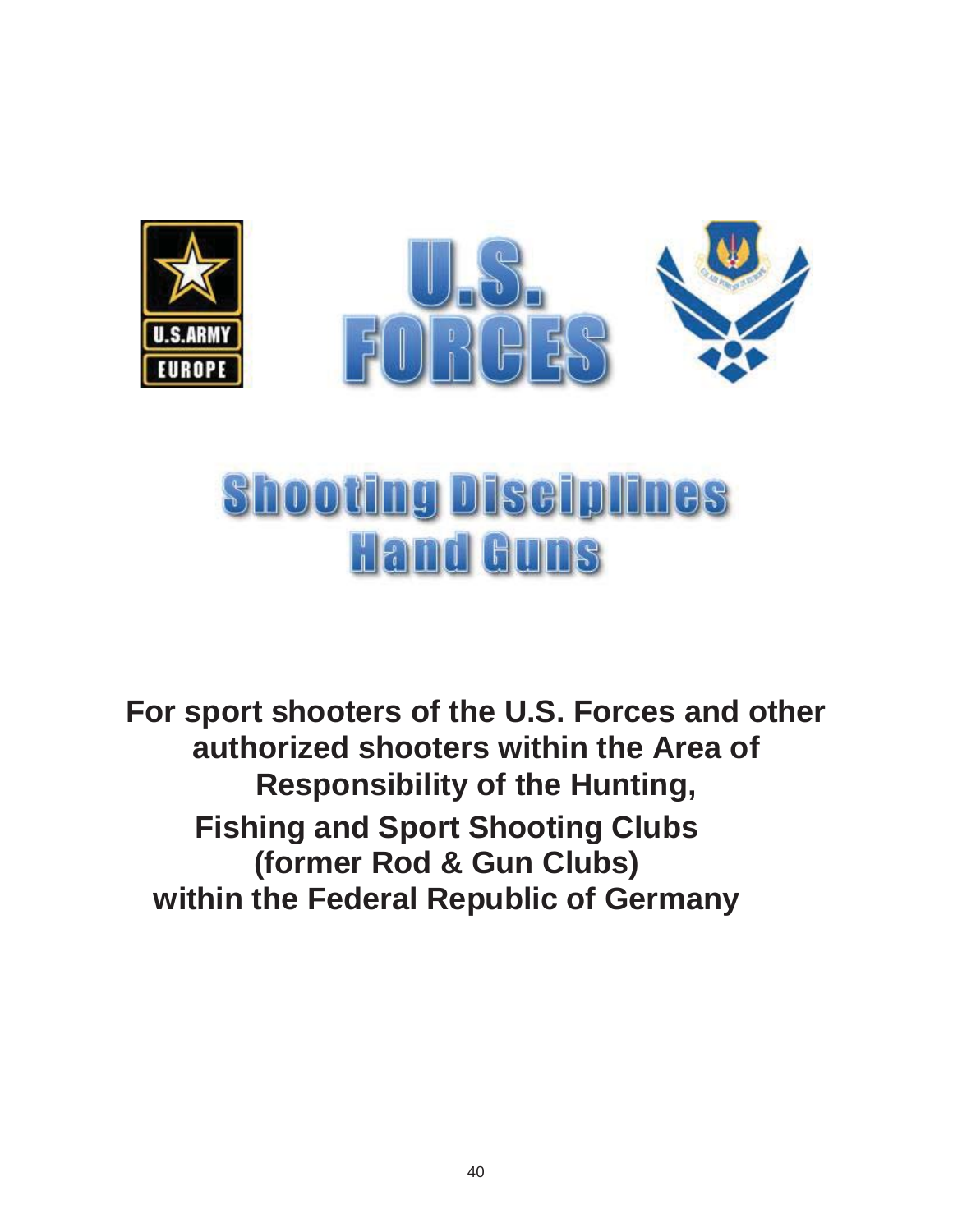# U.S. FORCES

# Shooting Disciplines Hand Guns

**For sport shooters of the U.S. Forces and other authorized shooters within the Area of Responsibility of the Hunting, Fishing and Sport Shooting Clubs (former Rod & Gun Clubs) within the Federal Republic of Germany**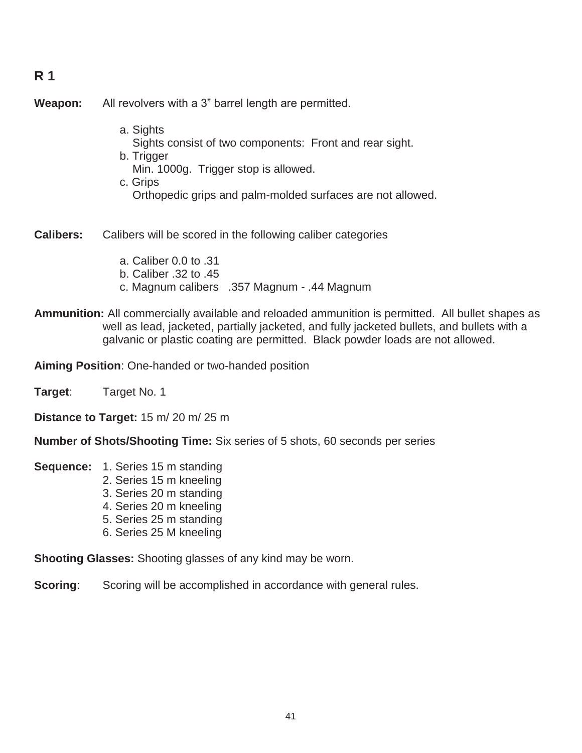## R 1

**Weapon:** All revolvers with a 3” barrel length are permitted.

a. Sights
   Sights consist of two components: Front and rear sight.
b. Trigger
   Min. 1000g. Trigger stop is allowed.
c. Grips
   Orthopedic grips and palm-molded surfaces are not allowed.

**Calibers:** Calibers will be scored in the following caliber categories

a. Caliber 0.0 to .31
b. Caliber .32 to .45
c. Magnum calibers .357 Magnum - .44 Magnum

**Ammunition:** All commercially available and reloaded ammunition is permitted. All bullet shapes as well as lead, jacketed, partially jacketed, and fully jacketed bullets, and bullets with a galvanic or plastic coating are permitted. Black powder loads are not allowed.

**Aiming Position**: One-handed or two-handed position

**Target**: Target No. 1

**Distance to Target:** 15 m/ 20 m/ 25 m

**Number of Shots/Shooting Time:** Six series of 5 shots, 60 seconds per series

**Sequence:**
1. Series 15 m standing
2. Series 15 m kneeling
3. Series 20 m standing
4. Series 20 m kneeling
5. Series 25 m standing
6. Series 25 M kneeling

**Shooting Glasses:** Shooting glasses of any kind may be worn.

**Scoring**: Scoring will be accomplished in accordance with general rules.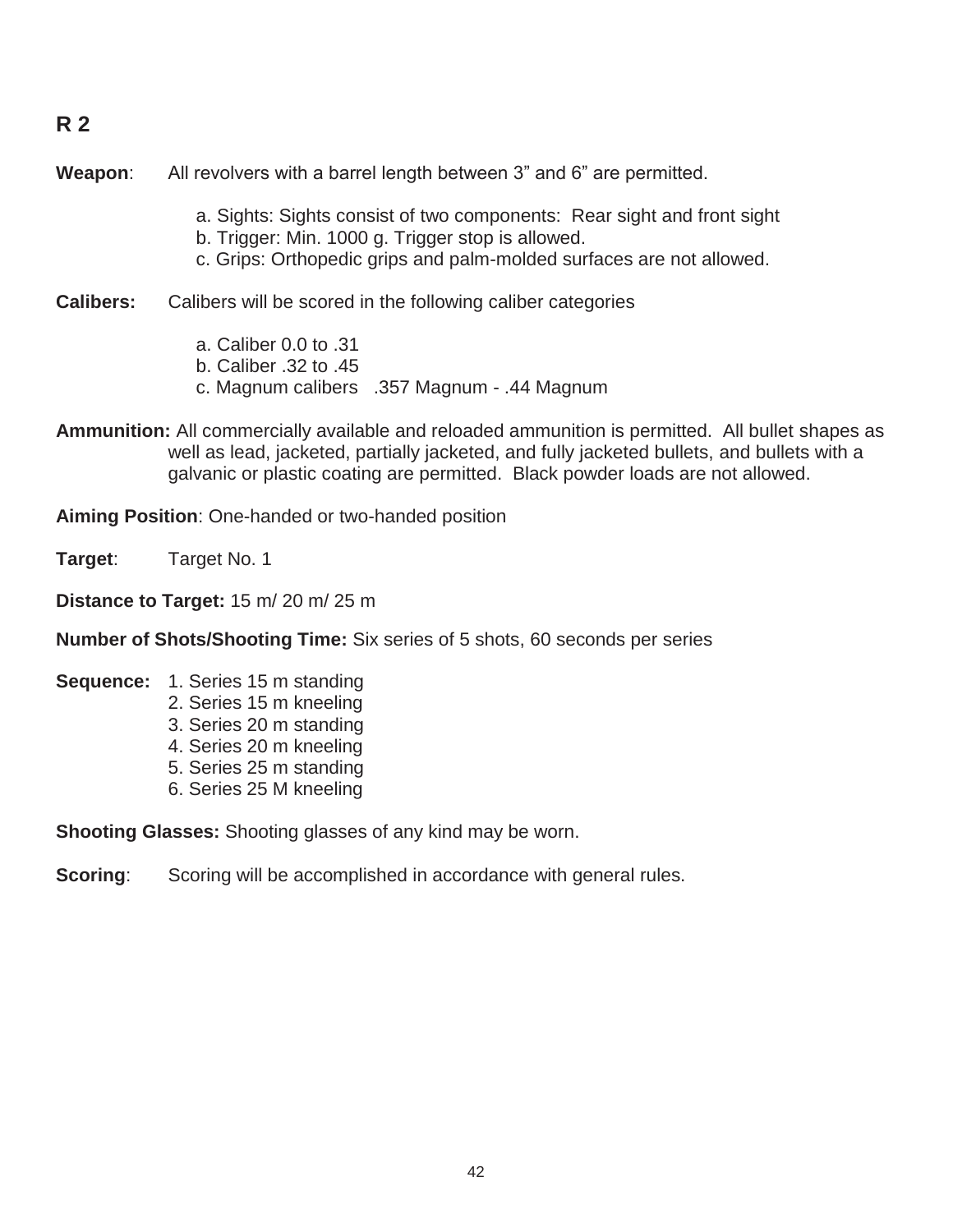## R 2

**Weapon**: All revolvers with a barrel length between 3” and 6” are permitted.

a. Sights: Sights consist of two components: Rear sight and front sight
b. Trigger: Min. 1000 g. Trigger stop is allowed.
c. Grips: Orthopedic grips and palm-molded surfaces are not allowed.

**Calibers:** Calibers will be scored in the following caliber categories

a. Caliber 0.0 to .31
b. Caliber .32 to .45
c. Magnum calibers .357 Magnum - .44 Magnum

**Ammunition:** All commercially available and reloaded ammunition is permitted. All bullet shapes as well as lead, jacketed, partially jacketed, and fully jacketed bullets, and bullets with a galvanic or plastic coating are permitted. Black powder loads are not allowed.

**Aiming Position**: One-handed or two-handed position

**Target**: Target No. 1

**Distance to Target:** 15 m/ 20 m/ 25 m

**Number of Shots/Shooting Time:** Six series of 5 shots, 60 seconds per series

**Sequence:**
1. Series 15 m standing
2. Series 15 m kneeling
3. Series 20 m standing
4. Series 20 m kneeling
5. Series 25 m standing
6. Series 25 M kneeling

**Shooting Glasses:** Shooting glasses of any kind may be worn.

**Scoring**: Scoring will be accomplished in accordance with general rules.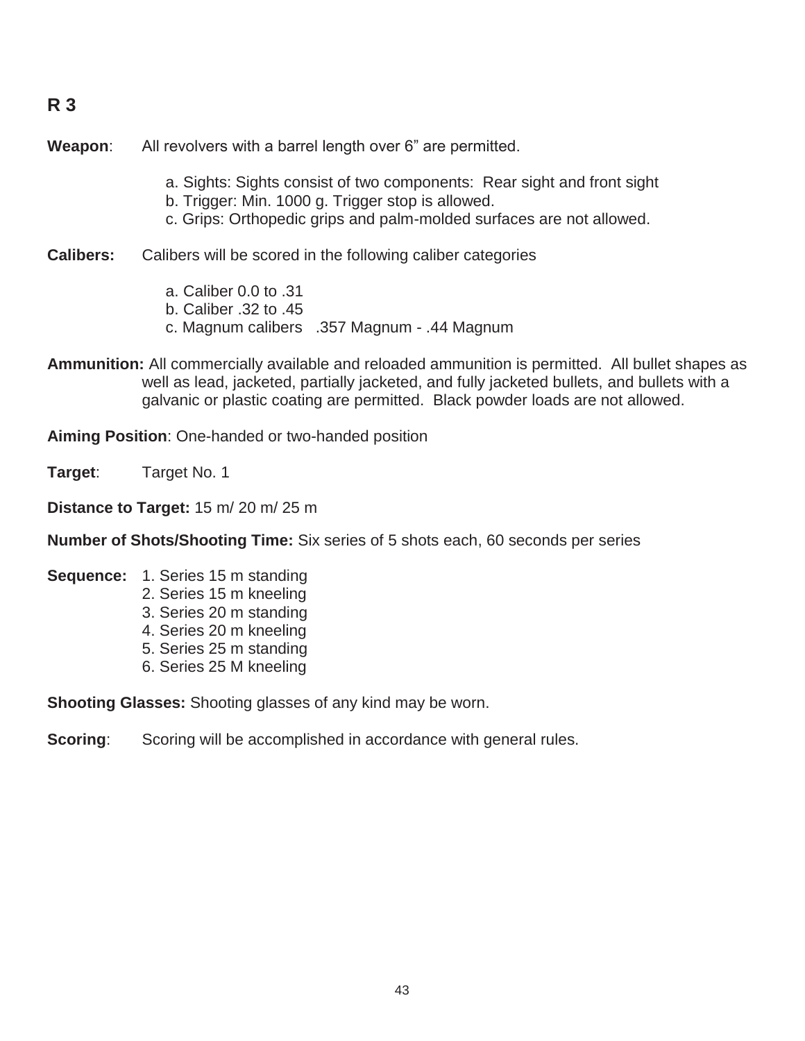## R 3

**Weapon**: All revolvers with a barrel length over 6” are permitted.

a. Sights: Sights consist of two components: Rear sight and front sight
b. Trigger: Min. 1000 g. Trigger stop is allowed.
c. Grips: Orthopedic grips and palm-molded surfaces are not allowed.

**Calibers:** Calibers will be scored in the following caliber categories

a. Caliber 0.0 to .31
b. Caliber .32 to .45
c. Magnum calibers .357 Magnum - .44 Magnum

**Ammunition:** All commercially available and reloaded ammunition is permitted. All bullet shapes as well as lead, jacketed, partially jacketed, and fully jacketed bullets, and bullets with a galvanic or plastic coating are permitted. Black powder loads are not allowed.

**Aiming Position**: One-handed or two-handed position

**Target**: Target No. 1

**Distance to Target:** 15 m/ 20 m/ 25 m

**Number of Shots/Shooting Time:** Six series of 5 shots each, 60 seconds per series

**Sequence:**
1. Series 15 m standing
2. Series 15 m kneeling
3. Series 20 m standing
4. Series 20 m kneeling
5. Series 25 m standing
6. Series 25 M kneeling

**Shooting Glasses:** Shooting glasses of any kind may be worn.

**Scoring**: Scoring will be accomplished in accordance with general rules.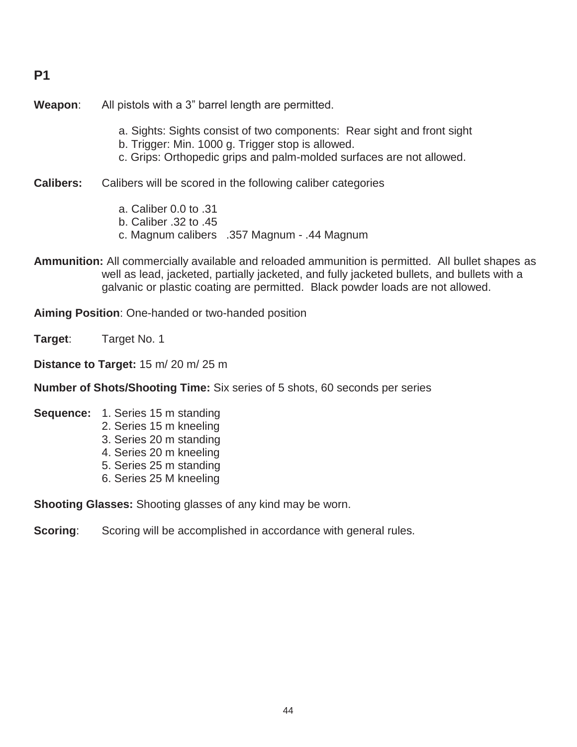## P1

**Weapon**: All pistols with a 3" barrel length are permitted.

a. Sights: Sights consist of two components: Rear sight and front sight
b. Trigger: Min. 1000 g. Trigger stop is allowed.
c. Grips: Orthopedic grips and palm-molded surfaces are not allowed.

**Calibers:** Calibers will be scored in the following caliber categories

a. Caliber 0.0 to .31
b. Caliber .32 to .45
c. Magnum calibers .357 Magnum - .44 Magnum

**Ammunition:** All commercially available and reloaded ammunition is permitted. All bullet shapes as well as lead, jacketed, partially jacketed, and fully jacketed bullets, and bullets with a galvanic or plastic coating are permitted. Black powder loads are not allowed.

**Aiming Position**: One-handed or two-handed position

**Target**: Target No. 1

**Distance to Target:** 15 m/ 20 m/ 25 m

**Number of Shots/Shooting Time:** Six series of 5 shots, 60 seconds per series

**Sequence:**
1. Series 15 m standing
2. Series 15 m kneeling
3. Series 20 m standing
4. Series 20 m kneeling
5. Series 25 m standing
6. Series 25 M kneeling

**Shooting Glasses:** Shooting glasses of any kind may be worn.

**Scoring**: Scoring will be accomplished in accordance with general rules.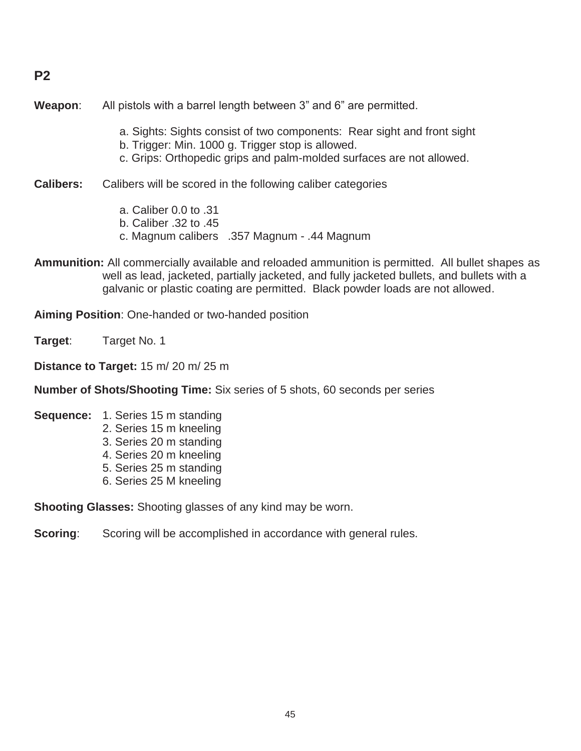## P2

**Weapon**: All pistols with a barrel length between 3” and 6” are permitted.

a. Sights: Sights consist of two components: Rear sight and front sight
b. Trigger: Min. 1000 g. Trigger stop is allowed.
c. Grips: Orthopedic grips and palm-molded surfaces are not allowed.

**Calibers:** Calibers will be scored in the following caliber categories

a. Caliber 0.0 to .31
b. Caliber .32 to .45
c. Magnum calibers .357 Magnum - .44 Magnum

**Ammunition:** All commercially available and reloaded ammunition is permitted. All bullet shapes as well as lead, jacketed, partially jacketed, and fully jacketed bullets, and bullets with a galvanic or plastic coating are permitted. Black powder loads are not allowed.

**Aiming Position**: One-handed or two-handed position

**Target**: Target No. 1

**Distance to Target:** 15 m/ 20 m/ 25 m

**Number of Shots/Shooting Time:** Six series of 5 shots, 60 seconds per series

**Sequence:**
1. Series 15 m standing
2. Series 15 m kneeling
3. Series 20 m standing
4. Series 20 m kneeling
5. Series 25 m standing
6. Series 25 M kneeling

**Shooting Glasses:** Shooting glasses of any kind may be worn.

**Scoring**: Scoring will be accomplished in accordance with general rules.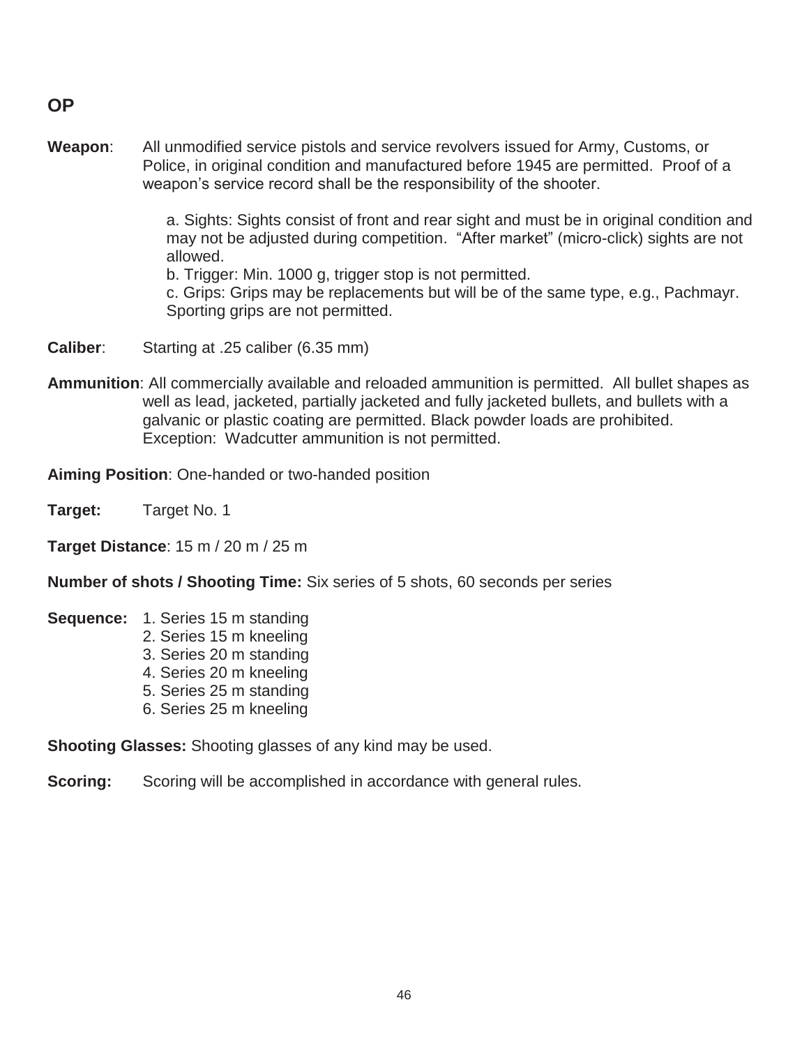## OP

**Weapon**: All unmodified service pistols and service revolvers issued for Army, Customs, or Police, in original condition and manufactured before 1945 are permitted. Proof of a weapon's service record shall be the responsibility of the shooter.

a. Sights: Sights consist of front and rear sight and must be in original condition and may not be adjusted during competition. "After market" (micro-click) sights are not allowed.
b. Trigger: Min. 1000 g, trigger stop is not permitted.
c. Grips: Grips may be replacements but will be of the same type, e.g., Pachmayr. Sporting grips are not permitted.

**Caliber**: Starting at .25 caliber (6.35 mm)

**Ammunition**: All commercially available and reloaded ammunition is permitted. All bullet shapes as well as lead, jacketed, partially jacketed and fully jacketed bullets, and bullets with a galvanic or plastic coating are permitted. Black powder loads are prohibited. Exception: Wadcutter ammunition is not permitted.

**Aiming Position**: One-handed or two-handed position

**Target:** Target No. 1

**Target Distance**: 15 m / 20 m / 25 m

**Number of shots / Shooting Time:** Six series of 5 shots, 60 seconds per series

**Sequence:**
1. Series 15 m standing
2. Series 15 m kneeling
3. Series 20 m standing
4. Series 20 m kneeling
5. Series 25 m standing
6. Series 25 m kneeling

**Shooting Glasses:** Shooting glasses of any kind may be used.

**Scoring:** Scoring will be accomplished in accordance with general rules.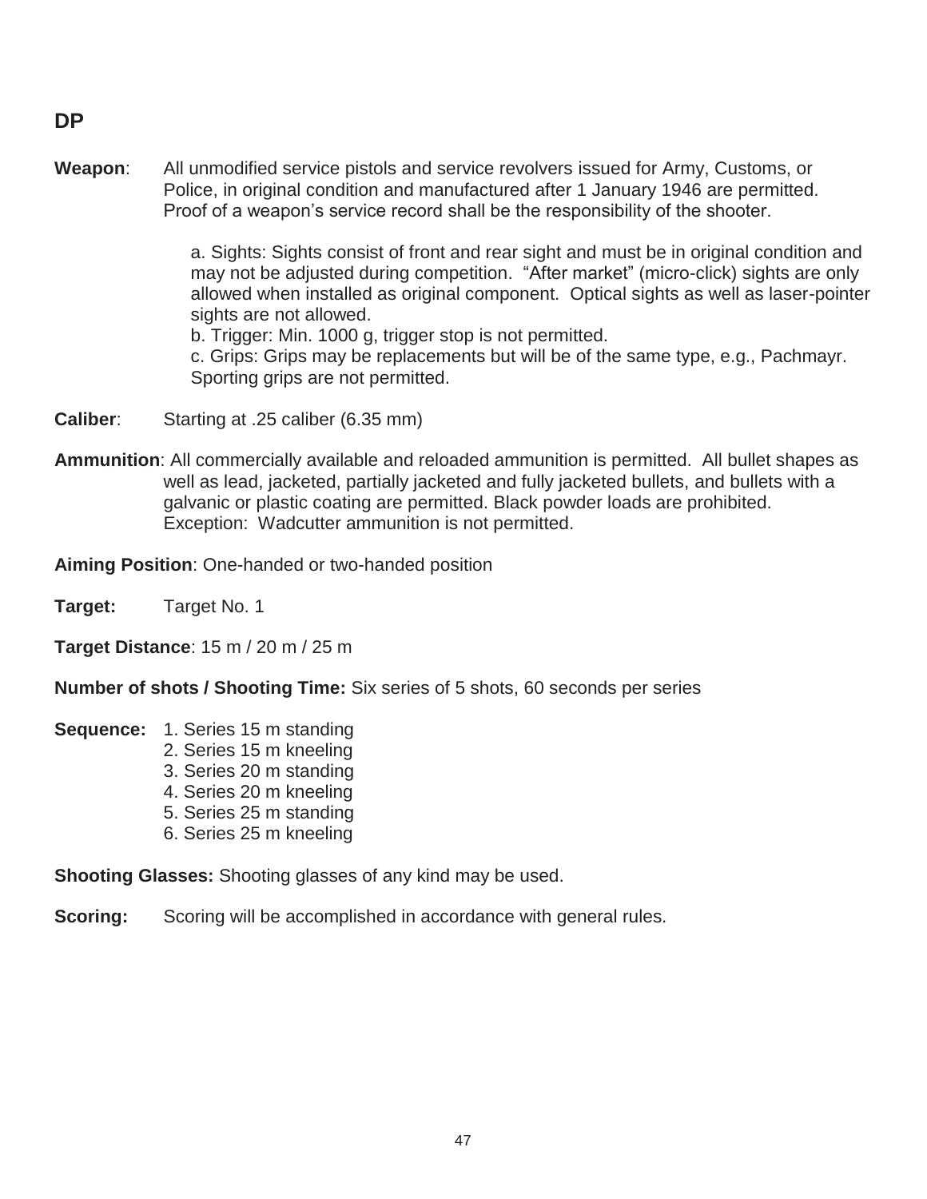## DP

**Weapon**: All unmodified service pistols and service revolvers issued for Army, Customs, or Police, in original condition and manufactured after 1 January 1946 are permitted. Proof of a weapon's service record shall be the responsibility of the shooter.

a. Sights: Sights consist of front and rear sight and must be in original condition and may not be adjusted during competition. "After market" (micro-click) sights are only allowed when installed as original component. Optical sights as well as laser-pointer sights are not allowed.
b. Trigger: Min. 1000 g, trigger stop is not permitted.
c. Grips: Grips may be replacements but will be of the same type, e.g., Pachmayr. Sporting grips are not permitted.

**Caliber**: Starting at .25 caliber (6.35 mm)

**Ammunition**: All commercially available and reloaded ammunition is permitted. All bullet shapes as well as lead, jacketed, partially jacketed and fully jacketed bullets, and bullets with a galvanic or plastic coating are permitted. Black powder loads are prohibited. Exception: Wadcutter ammunition is not permitted.

**Aiming Position**: One-handed or two-handed position

**Target:** Target No. 1

**Target Distance**: 15 m / 20 m / 25 m

**Number of shots / Shooting Time:** Six series of 5 shots, 60 seconds per series

**Sequence:**
1. Series 15 m standing
2. Series 15 m kneeling
3. Series 20 m standing
4. Series 20 m kneeling
5. Series 25 m standing
6. Series 25 m kneeling

**Shooting Glasses:** Shooting glasses of any kind may be used.

**Scoring:** Scoring will be accomplished in accordance with general rules.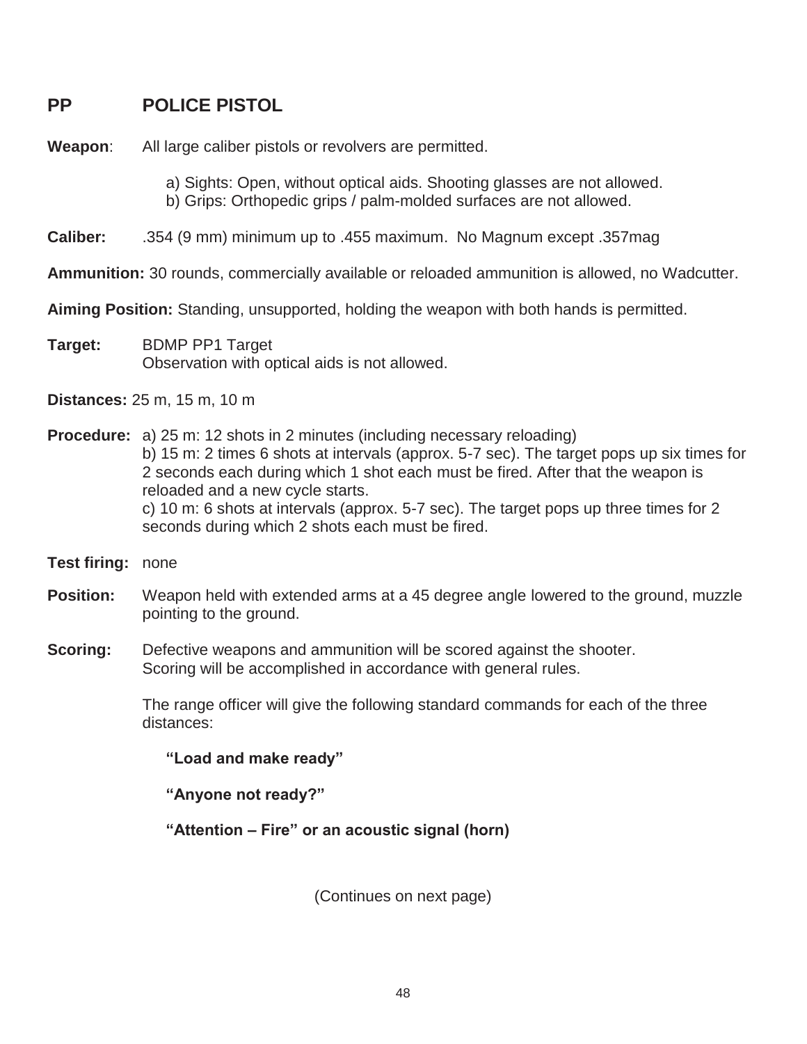## PP POLICE PISTOL

**Weapon**: All large caliber pistols or revolvers are permitted.

a) Sights: Open, without optical aids. Shooting glasses are not allowed.
b) Grips: Orthopedic grips / palm-molded surfaces are not allowed.

**Caliber:** .354 (9 mm) minimum up to .455 maximum. No Magnum except .357mag

**Ammunition:** 30 rounds, commercially available or reloaded ammunition is allowed, no Wadcutter.

**Aiming Position:** Standing, unsupported, holding the weapon with both hands is permitted.

**Target:** BDMP PP1 Target
Observation with optical aids is not allowed.

**Distances:** 25 m, 15 m, 10 m

**Procedure:** a) 25 m: 12 shots in 2 minutes (including necessary reloading)
b) 15 m: 2 times 6 shots at intervals (approx. 5-7 sec). The target pops up six times for 2 seconds each during which 1 shot each must be fired. After that the weapon is reloaded and a new cycle starts.
c) 10 m: 6 shots at intervals (approx. 5-7 sec). The target pops up three times for 2 seconds during which 2 shots each must be fired.

**Test firing:** none

**Position:** Weapon held with extended arms at a 45 degree angle lowered to the ground, muzzle pointing to the ground.

**Scoring:** Defective weapons and ammunition will be scored against the shooter.
Scoring will be accomplished in accordance with general rules.

The range officer will give the following standard commands for each of the three distances:

**"Load and make ready"**

**"Anyone not ready?"**

**"Attention – Fire" or an acoustic signal (horn)**

(Continues on next page)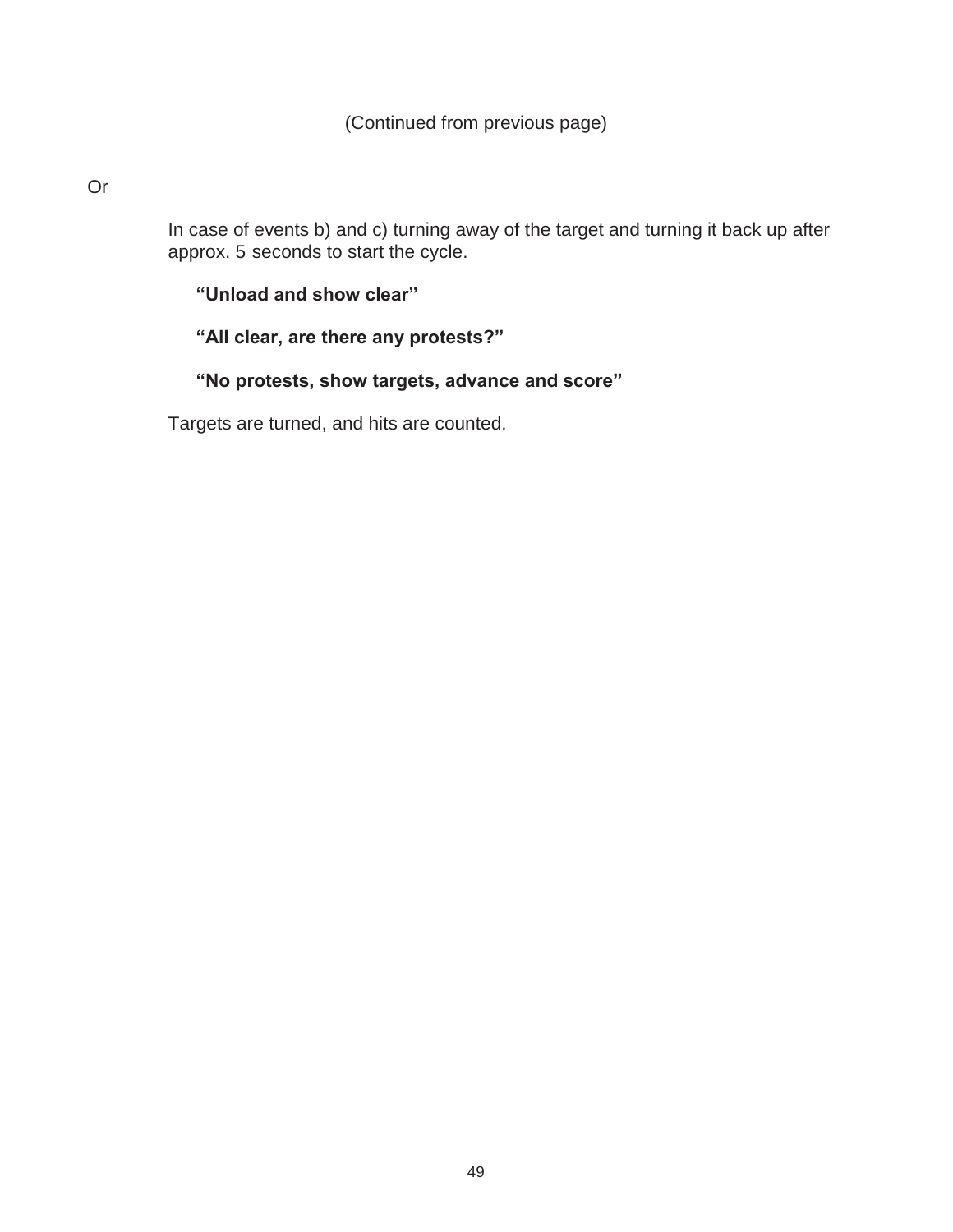(Continued from previous page)

Or

In case of events b) and c) turning away of the target and turning it back up after approx. 5 seconds to start the cycle.

**“Unload and show clear”**

**“All clear, are there any protests?”**

**“No protests, show targets, advance and score”**

Targets are turned, and hits are counted.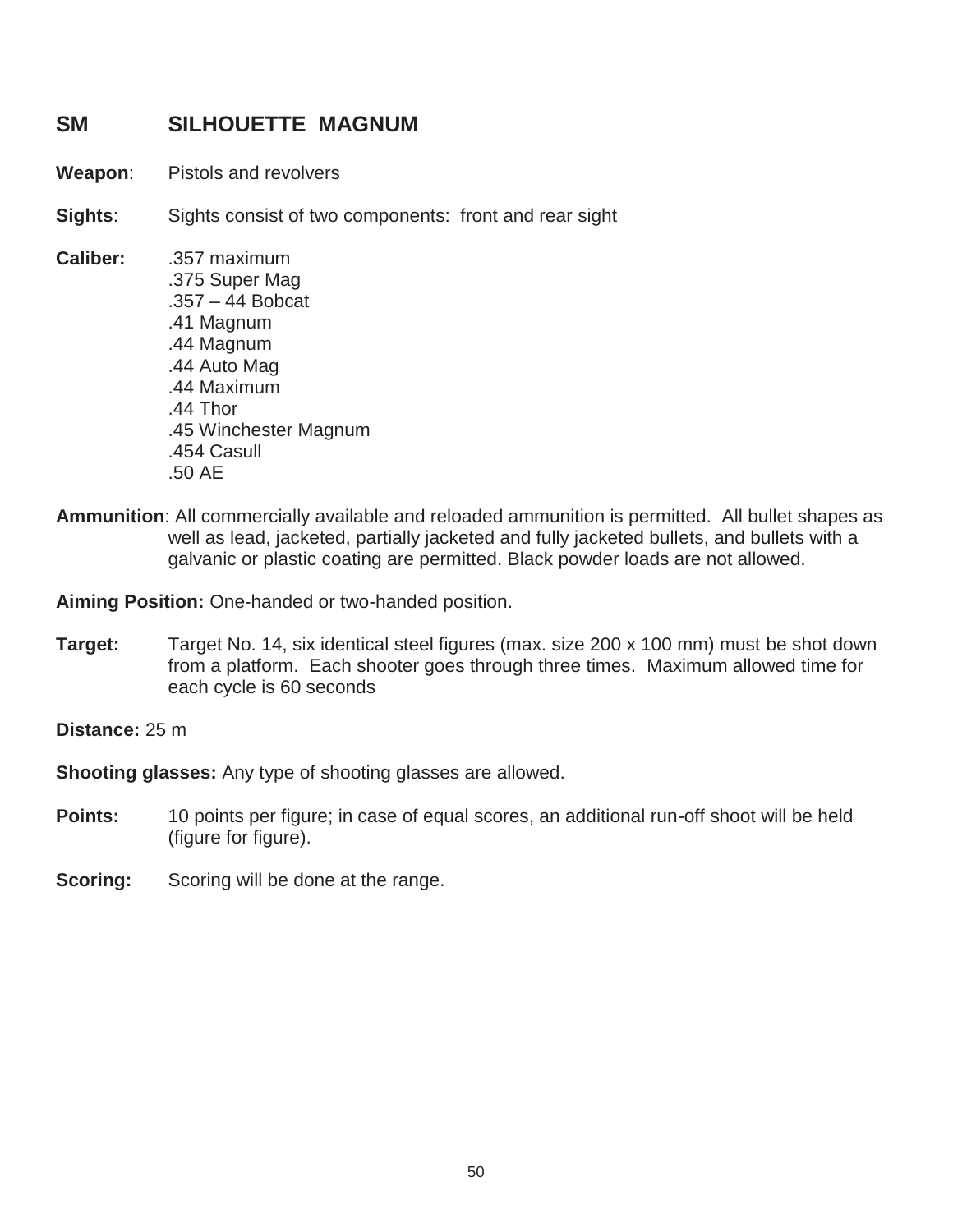## SM SILHOUETTE MAGNUM

**Weapon**: Pistols and revolvers

**Sights**: Sights consist of two components: front and rear sight

**Caliber:**
- .357 maximum
- .375 Super Mag
- .357 – 44 Bobcat
- .41 Magnum
- .44 Magnum
- .44 Auto Mag
- .44 Maximum
- .44 Thor
- .45 Winchester Magnum
- .454 Casull
- .50 AE

**Ammunition**: All commercially available and reloaded ammunition is permitted. All bullet shapes as well as lead, jacketed, partially jacketed and fully jacketed bullets, and bullets with a galvanic or plastic coating are permitted. Black powder loads are not allowed.

**Aiming Position:** One-handed or two-handed position.

**Target:** Target No. 14, six identical steel figures (max. size 200 x 100 mm) must be shot down from a platform. Each shooter goes through three times. Maximum allowed time for each cycle is 60 seconds

**Distance:** 25 m

**Shooting glasses:** Any type of shooting glasses are allowed.

**Points:** 10 points per figure; in case of equal scores, an additional run-off shoot will be held (figure for figure).

**Scoring:** Scoring will be done at the range.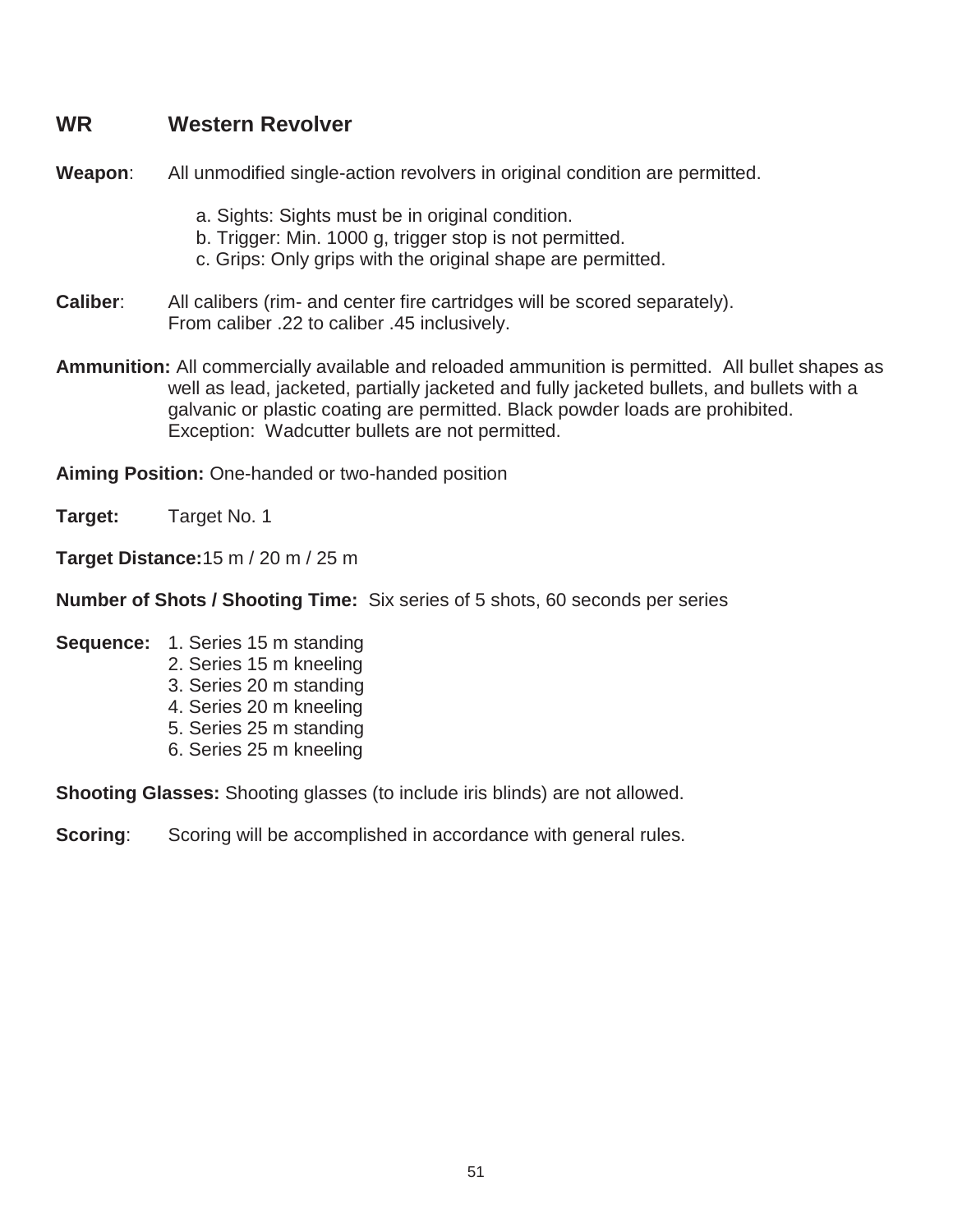## WR Western Revolver

**Weapon**: All unmodified single-action revolvers in original condition are permitted.

a. Sights: Sights must be in original condition.
b. Trigger: Min. 1000 g, trigger stop is not permitted.
c. Grips: Only grips with the original shape are permitted.

**Caliber**: All calibers (rim- and center fire cartridges will be scored separately). From caliber .22 to caliber .45 inclusively.

**Ammunition:** All commercially available and reloaded ammunition is permitted. All bullet shapes as well as lead, jacketed, partially jacketed and fully jacketed bullets, and bullets with a galvanic or plastic coating are permitted. Black powder loads are prohibited. Exception: Wadcutter bullets are not permitted.

**Aiming Position:** One-handed or two-handed position

**Target:** Target No. 1

**Target Distance:** 15 m / 20 m / 25 m

**Number of Shots / Shooting Time:** Six series of 5 shots, 60 seconds per series

**Sequence:**

1. Series 15 m standing
2. Series 15 m kneeling
3. Series 20 m standing
4. Series 20 m kneeling
5. Series 25 m standing
6. Series 25 m kneeling

**Shooting Glasses:** Shooting glasses (to include iris blinds) are not allowed.

**Scoring**: Scoring will be accomplished in accordance with general rules.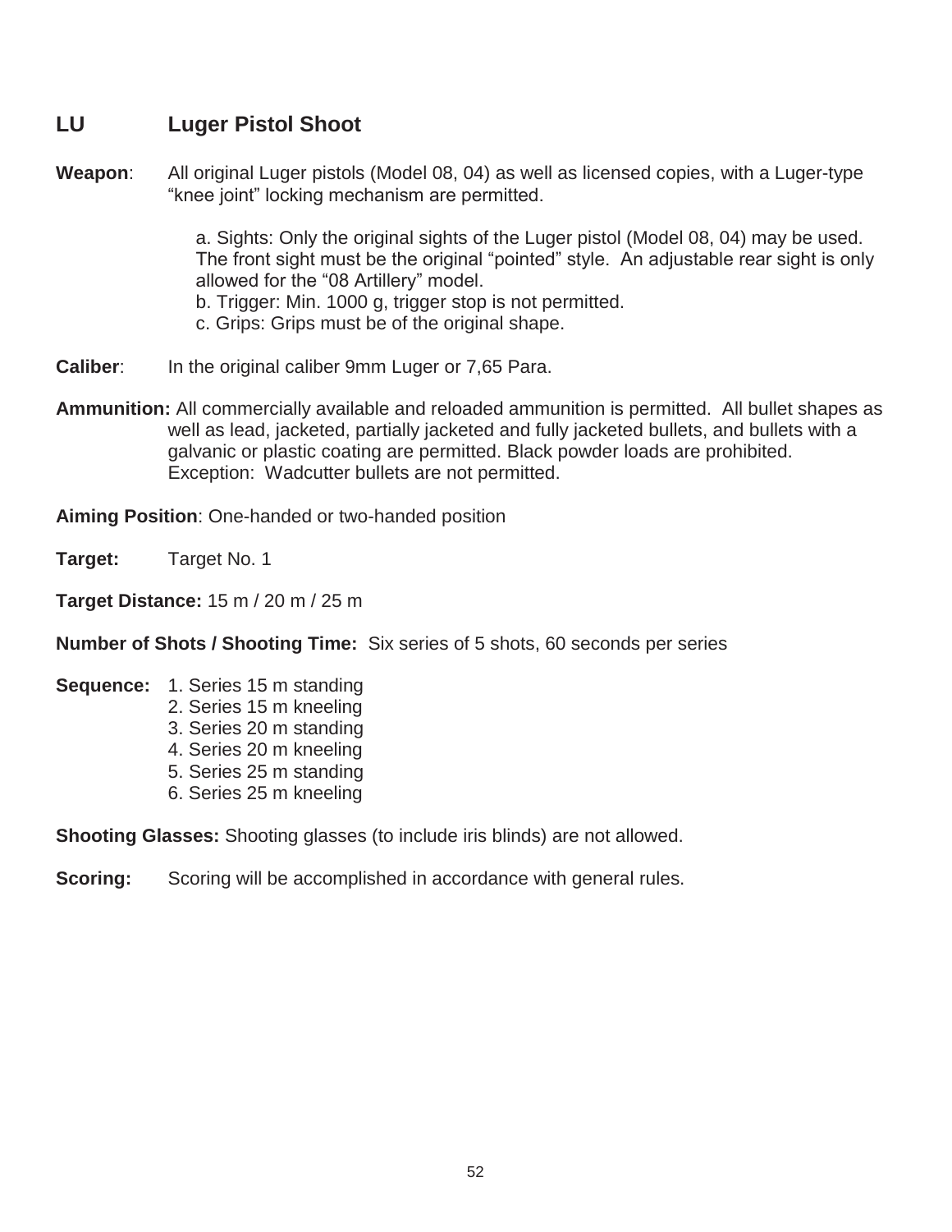## LU Luger Pistol Shoot

**Weapon**: All original Luger pistols (Model 08, 04) as well as licensed copies, with a Luger-type "knee joint" locking mechanism are permitted.

a. Sights: Only the original sights of the Luger pistol (Model 08, 04) may be used. The front sight must be the original "pointed" style. An adjustable rear sight is only allowed for the "08 Artillery" model.
b. Trigger: Min. 1000 g, trigger stop is not permitted.
c. Grips: Grips must be of the original shape.

**Caliber**: In the original caliber 9mm Luger or 7,65 Para.

**Ammunition:** All commercially available and reloaded ammunition is permitted. All bullet shapes as well as lead, jacketed, partially jacketed and fully jacketed bullets, and bullets with a galvanic or plastic coating are permitted. Black powder loads are prohibited. Exception: Wadcutter bullets are not permitted.

**Aiming Position**: One-handed or two-handed position

**Target:** Target No. 1

**Target Distance:** 15 m / 20 m / 25 m

**Number of Shots / Shooting Time:** Six series of 5 shots, 60 seconds per series

**Sequence:**
1. Series 15 m standing
2. Series 15 m kneeling
3. Series 20 m standing
4. Series 20 m kneeling
5. Series 25 m standing
6. Series 25 m kneeling

**Shooting Glasses:** Shooting glasses (to include iris blinds) are not allowed.

**Scoring:** Scoring will be accomplished in accordance with general rules.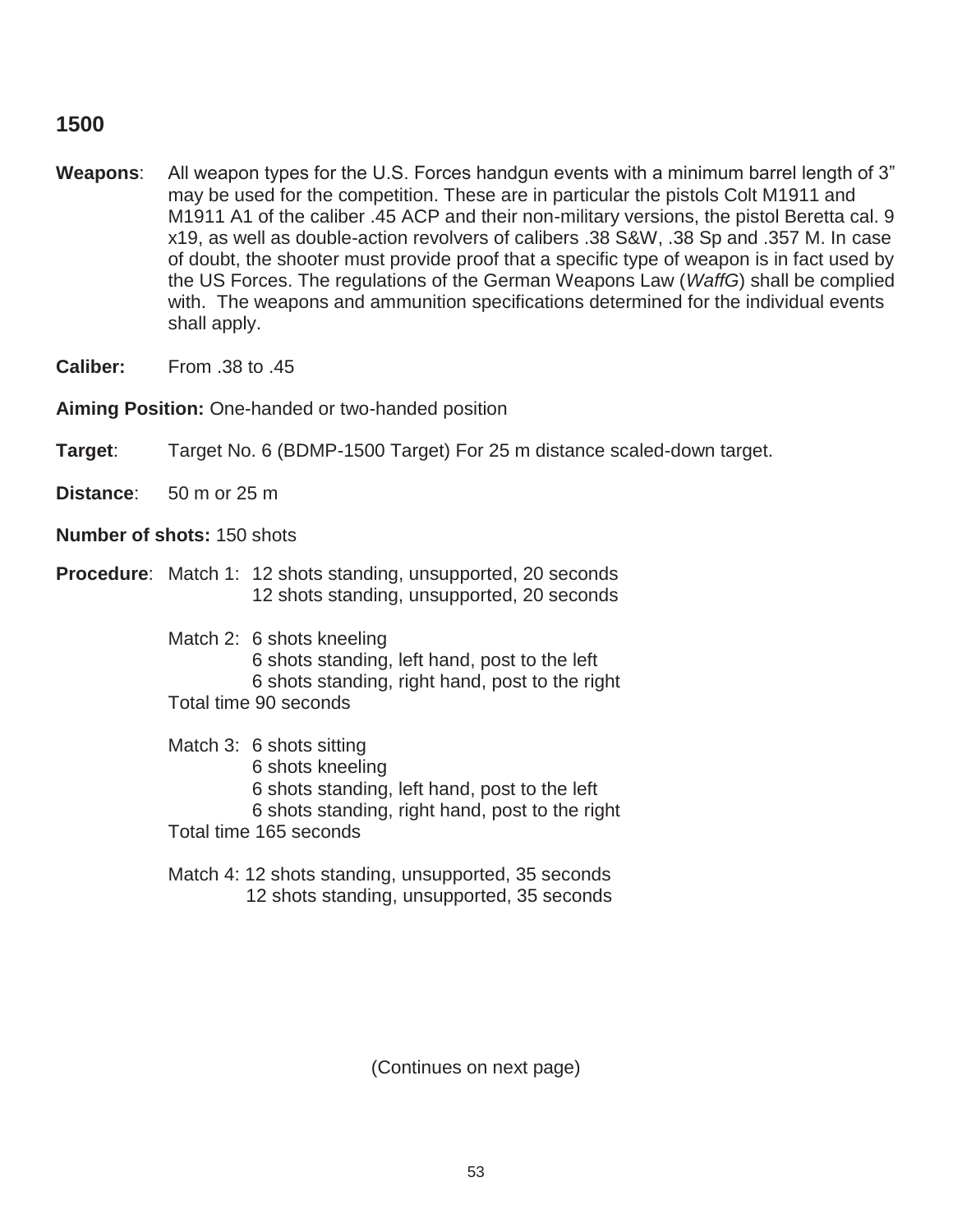## 1500

**Weapons**: All weapon types for the U.S. Forces handgun events with a minimum barrel length of 3" may be used for the competition. These are in particular the pistols Colt M1911 and M1911 A1 of the caliber .45 ACP and their non-military versions, the pistol Beretta cal. 9 x19, as well as double-action revolvers of calibers .38 S&W, .38 Sp and .357 M. In case of doubt, the shooter must provide proof that a specific type of weapon is in fact used by the US Forces. The regulations of the German Weapons Law (*WaffG*) shall be complied with. The weapons and ammunition specifications determined for the individual events shall apply.

**Caliber:** From .38 to .45

**Aiming Position:** One-handed or two-handed position

**Target**: Target No. 6 (BDMP-1500 Target) For 25 m distance scaled-down target.

**Distance**: 50 m or 25 m

**Number of shots:** 150 shots

**Procedure**:

Match 1:
- 12 shots standing, unsupported, 20 seconds
- 12 shots standing, unsupported, 20 seconds

Match 2:
- 6 shots kneeling
- 6 shots standing, left hand, post to the left
- 6 shots standing, right hand, post to the right

Total time 90 seconds

Match 3:
- 6 shots sitting
- 6 shots kneeling
- 6 shots standing, left hand, post to the left
- 6 shots standing, right hand, post to the right

Total time 165 seconds

Match 4:
- 12 shots standing, unsupported, 35 seconds
- 12 shots standing, unsupported, 35 seconds

(Continues on next page)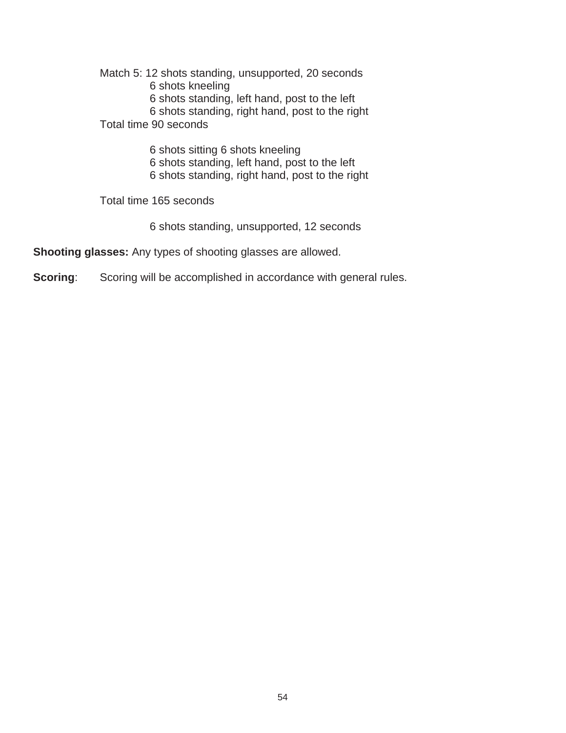Match 5: 12 shots standing, unsupported, 20 seconds
6 shots kneeling
6 shots standing, left hand, post to the left
6 shots standing, right hand, post to the right

Total time 90 seconds

6 shots sitting 6 shots kneeling
6 shots standing, left hand, post to the left
6 shots standing, right hand, post to the right

Total time 165 seconds

6 shots standing, unsupported, 12 seconds

**Shooting glasses:** Any types of shooting glasses are allowed.

**Scoring**: Scoring will be accomplished in accordance with general rules.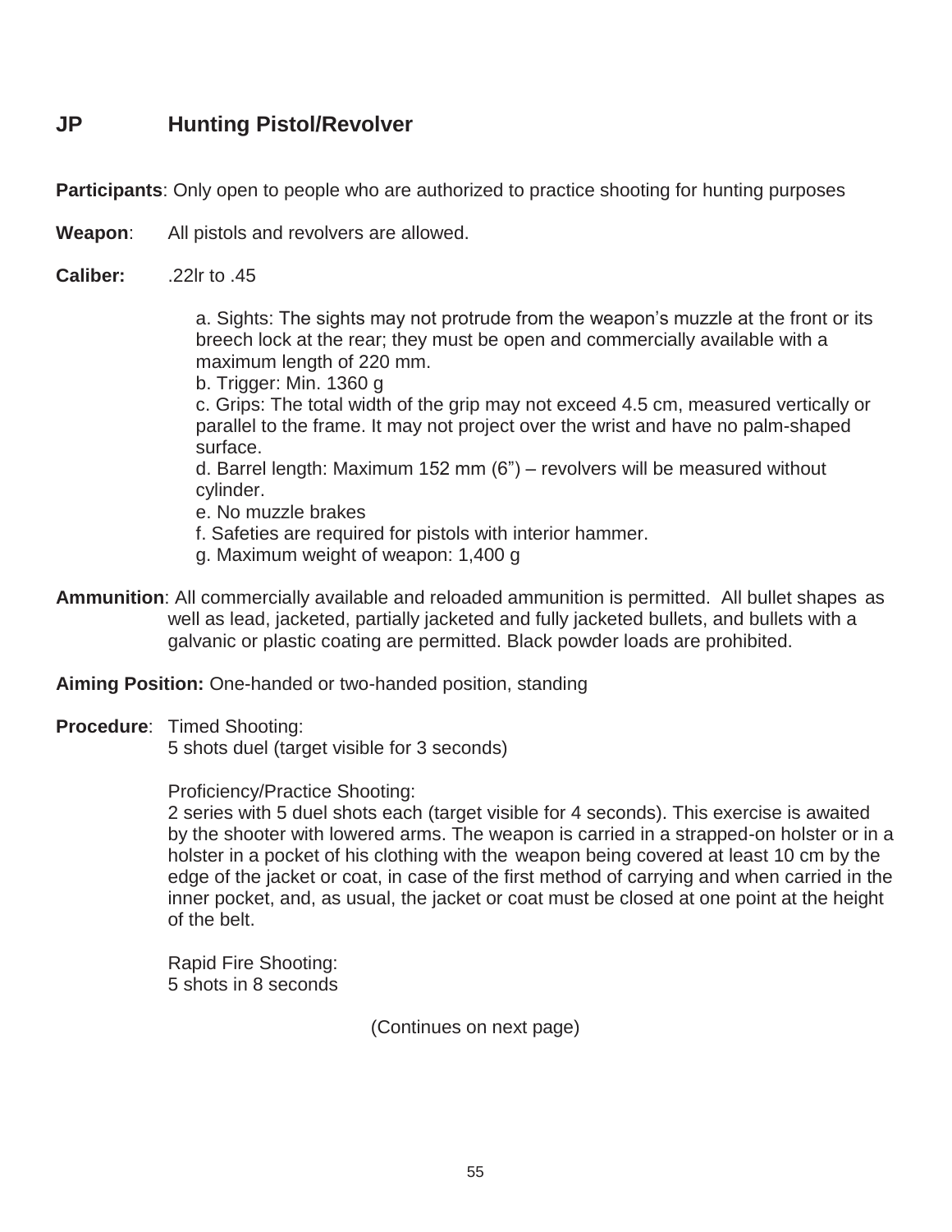## JP Hunting Pistol/Revolver

**Participants**: Only open to people who are authorized to practice shooting for hunting purposes

**Weapon**: All pistols and revolvers are allowed.

**Caliber:** .22lr to .45

a. Sights: The sights may not protrude from the weapon's muzzle at the front or its breech lock at the rear; they must be open and commercially available with a maximum length of 220 mm.
b. Trigger: Min. 1360 g
c. Grips: The total width of the grip may not exceed 4.5 cm, measured vertically or parallel to the frame. It may not project over the wrist and have no palm-shaped surface.
d. Barrel length: Maximum 152 mm (6") – revolvers will be measured without cylinder.
e. No muzzle brakes
f. Safeties are required for pistols with interior hammer.
g. Maximum weight of weapon: 1,400 g

**Ammunition**: All commercially available and reloaded ammunition is permitted. All bullet shapes as well as lead, jacketed, partially jacketed and fully jacketed bullets, and bullets with a galvanic or plastic coating are permitted. Black powder loads are prohibited.

**Aiming Position:** One-handed or two-handed position, standing

**Procedure**: Timed Shooting:
5 shots duel (target visible for 3 seconds)

Proficiency/Practice Shooting:
2 series with 5 duel shots each (target visible for 4 seconds). This exercise is awaited by the shooter with lowered arms. The weapon is carried in a strapped-on holster or in a holster in a pocket of his clothing with the weapon being covered at least 10 cm by the edge of the jacket or coat, in case of the first method of carrying and when carried in the inner pocket, and, as usual, the jacket or coat must be closed at one point at the height of the belt.

Rapid Fire Shooting:
5 shots in 8 seconds

(Continues on next page)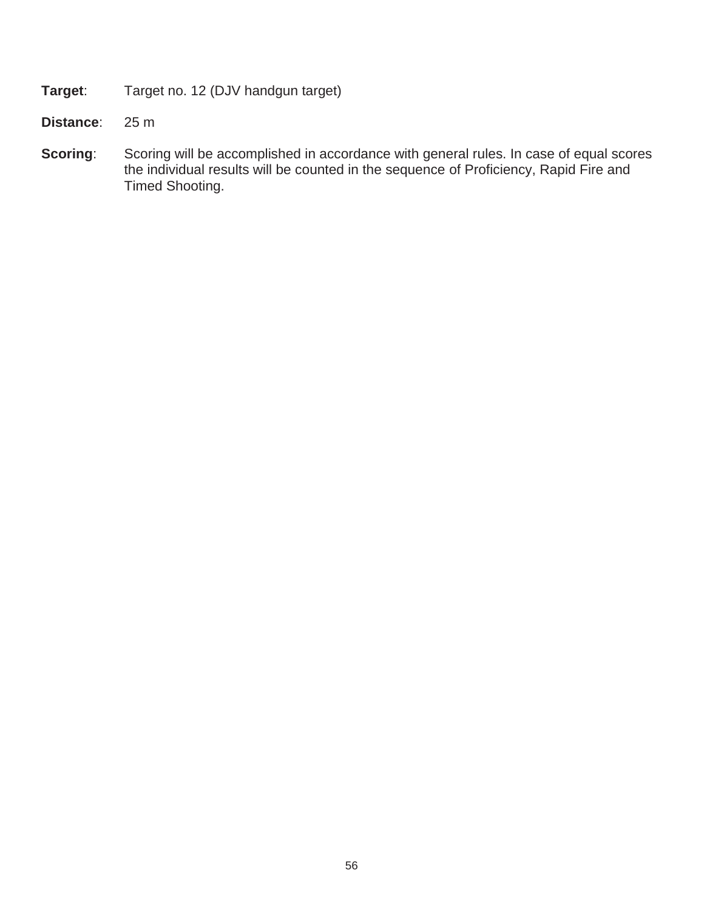**Target**: Target no. 12 (DJV handgun target)

**Distance**: 25 m

**Scoring**: Scoring will be accomplished in accordance with general rules. In case of equal scores the individual results will be counted in the sequence of Proficiency, Rapid Fire and Timed Shooting.